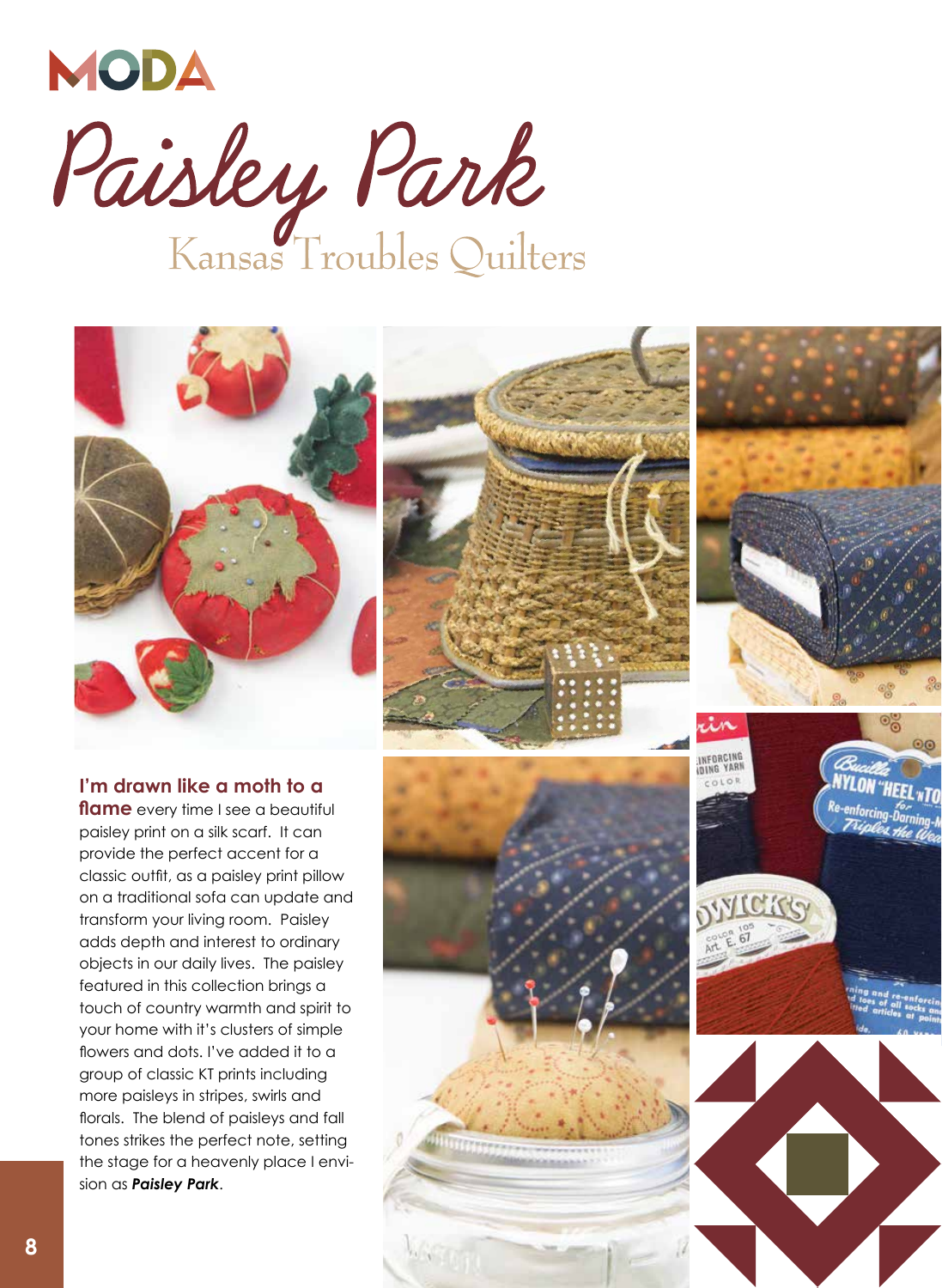MODA

# Paisley Park

## Kansas Troubles Quilters

**I'm drawn like a moth to a flame** every time I see a beautiful paisley print on a silk scarf. It can provide the perfect accent for a classic outfit, as a paisley print pillow on a traditional sofa can update and transform your living room. Paisley adds depth and interest to ordinary objects in our daily lives. The paisley featured in this collection brings a touch of country warmth and spirit to your home with it's clusters of simple flowers and dots. I've added it to a group of classic KT prints including more paisleys in stripes, swirls and florals. The blend of paisleys and fall tones strikes the perfect note, setting the stage for a heavenly place I envision as ***Paisley Park***.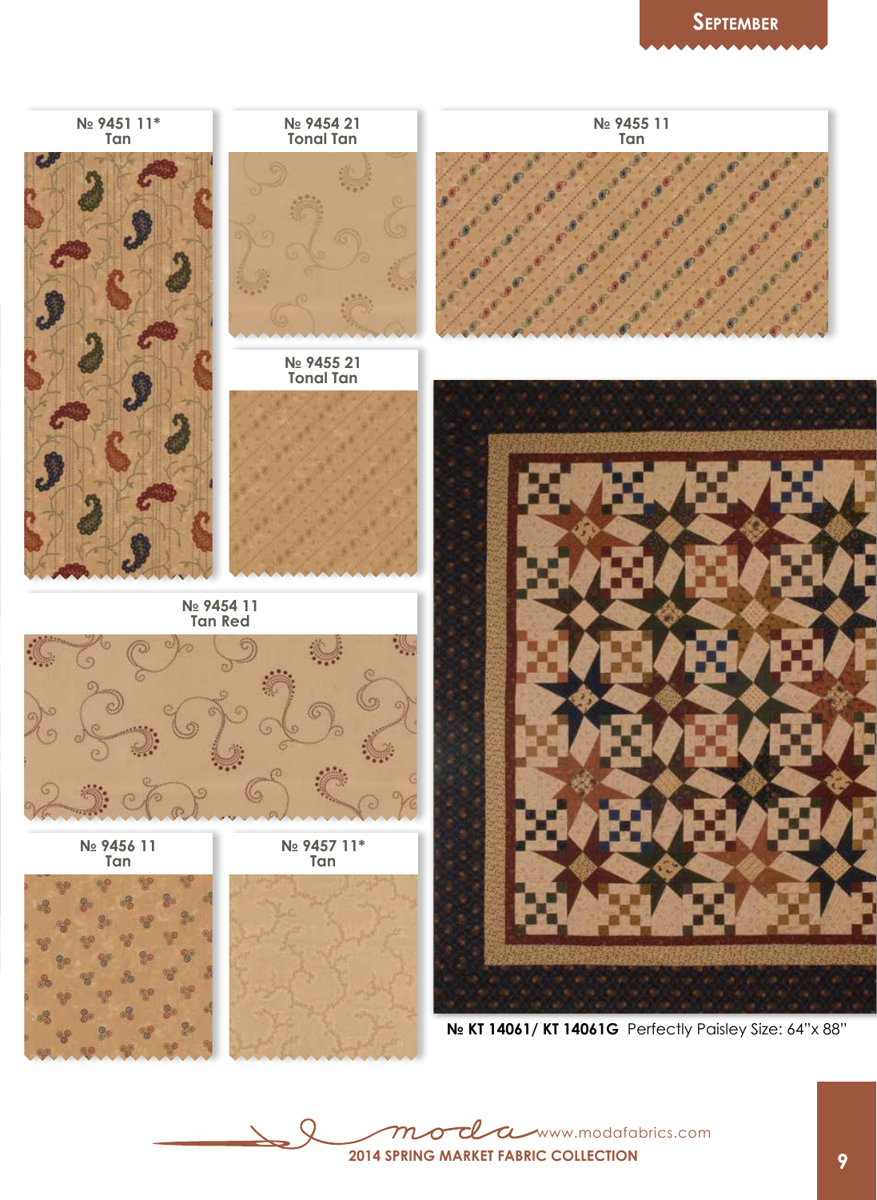# September

№ 9451 11*
Tan

№ 9454 21
Tonal Tan

№ 9455 11
Tan

№ 9455 21
Tonal Tan

№ 9454 11
Tan Red

№ 9456 11
Tan

№ 9457 11*
Tan

**№ KT 14061/ KT 14061G** Perfectly Paisley Size: 64"x 88"

moda www.modafabrics.com

**2014 SPRING MARKET FABRIC COLLECTION**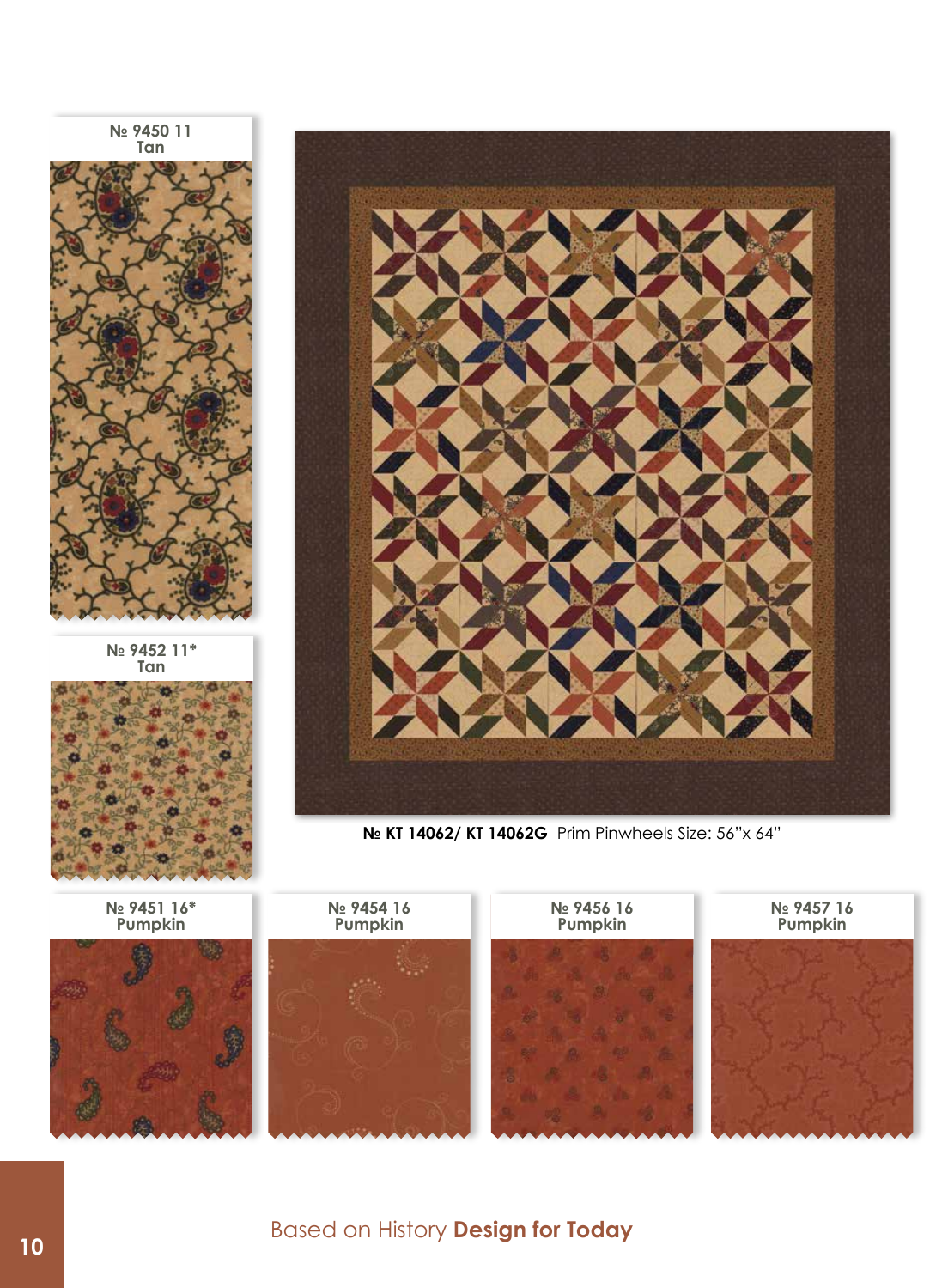№ 9450 11
Tan

№ 9452 11*
Tan

**№ KT 14062/ KT 14062G** Prim Pinwheels Size: 56"x 64"

№ 9451 16*
Pumpkin

№ 9454 16
Pumpkin

№ 9456 16
Pumpkin

№ 9457 16
Pumpkin

Based on History **Design for Today**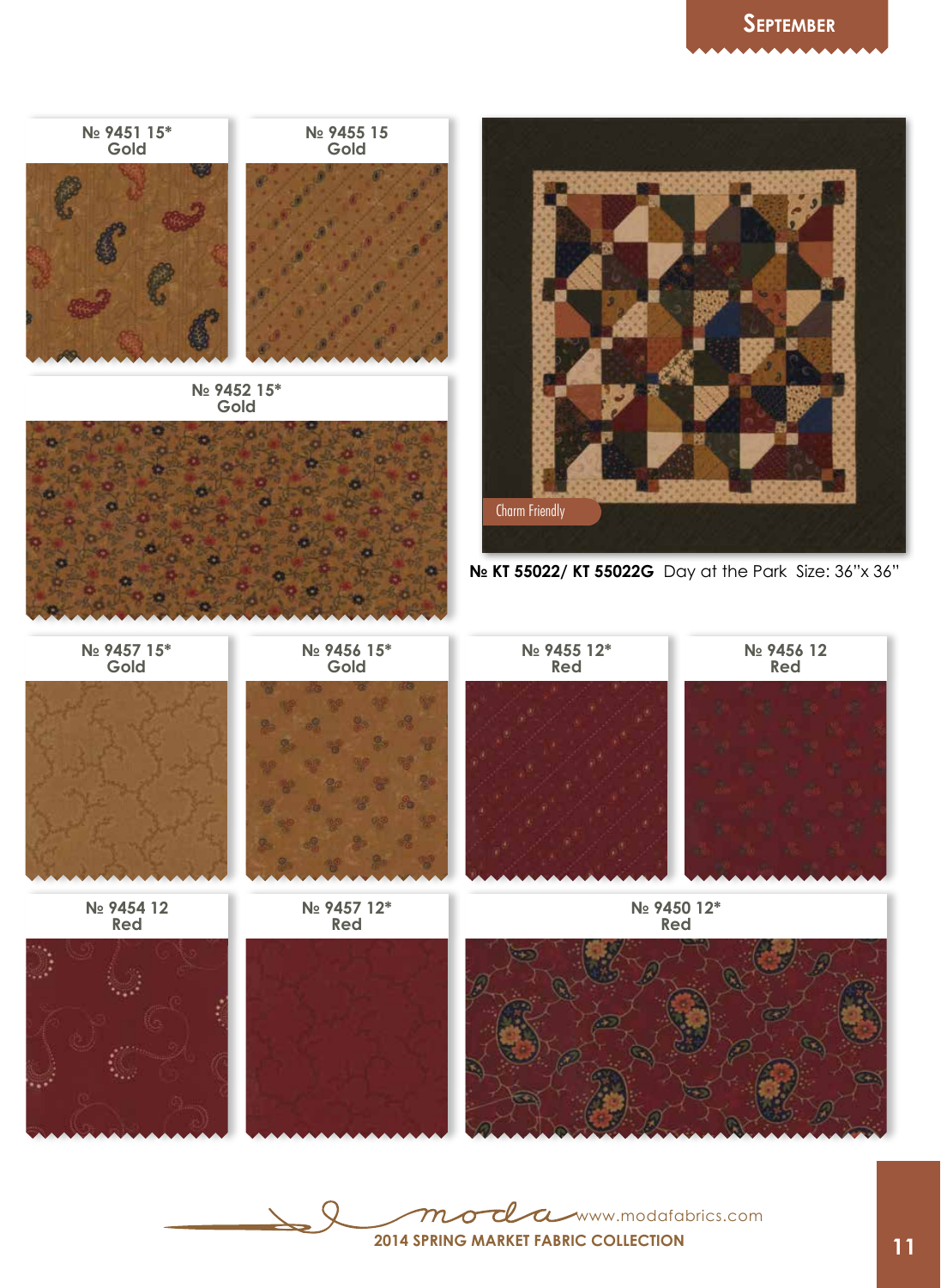## September

№ 9451 15*
Gold

№ 9455 15
Gold

№ 9452 15*
Gold

Charm Friendly

**№ KT 55022/ KT 55022G** Day at the Park Size: 36"x 36"

№ 9457 15*
Gold

№ 9456 15*
Gold

№ 9455 12*
Red

№ 9456 12
Red

№ 9454 12
Red

№ 9457 12*
Red

№ 9450 12*
Red

moda www.modafabrics.com

**2014 SPRING MARKET FABRIC COLLECTION**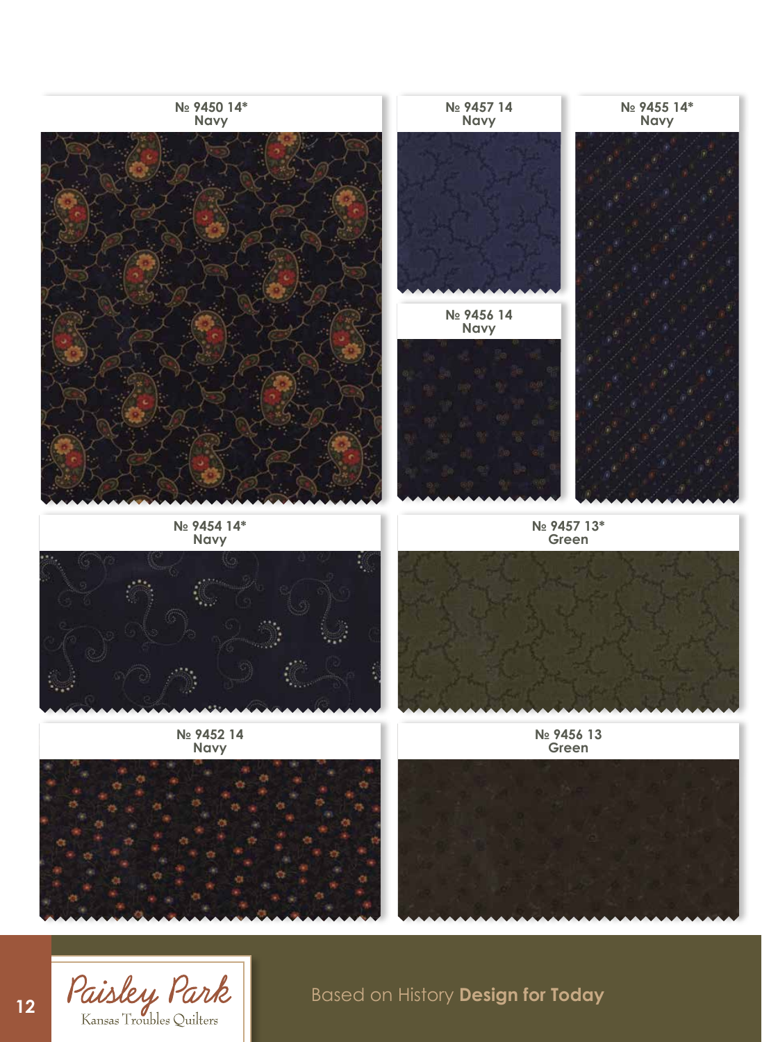№ 9450 14*
Navy

№ 9457 14
Navy

№ 9455 14*
Navy

№ 9456 14
Navy

№ 9454 14*
Navy

№ 9457 13*
Green

№ 9452 14
Navy

№ 9456 13
Green

Paisley Park

Kansas Troubles Quilters

Based on History **Design for Today**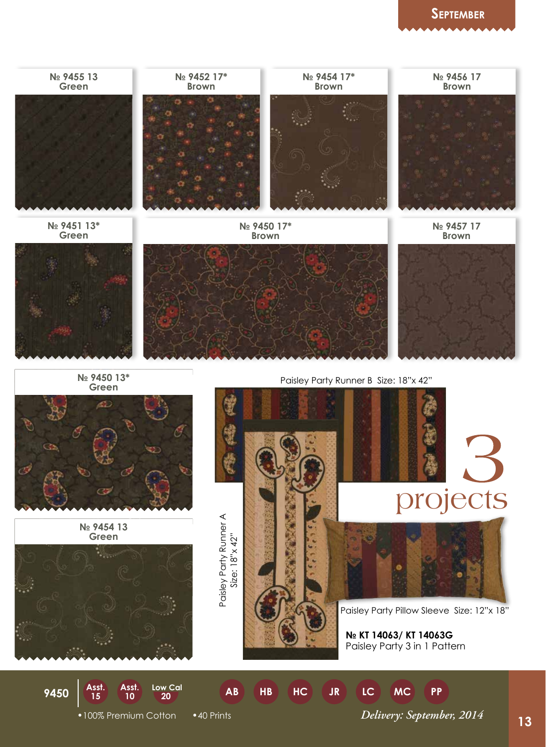№ 9455 13
Green

№ 9452 17*
Brown

№ 9454 17*
Brown

№ 9456 17
Brown

№ 9451 13*
Green

№ 9450 17*
Brown

№ 9457 17
Brown

№ 9450 13*
Green

№ 9454 13
Green

Paisley Party Runner B Size: 18"x 42"

Paisley Party Runner A
Size: 18"x 42"

# 3 projects

Paisley Party Pillow Sleeve Size: 12"x 18"

**№ KT 14063/ KT 14063G**
Paisley Party 3 in 1 Pattern

**9450** | **Asst. 15** | **Asst. 10** | **Low Cal 20** | **AB** | **HB** | **HC** | **JR** | **LC** | **MC** | **PP**

- 100% Premium Cotton
- 40 Prints

*Delivery: September, 2014*